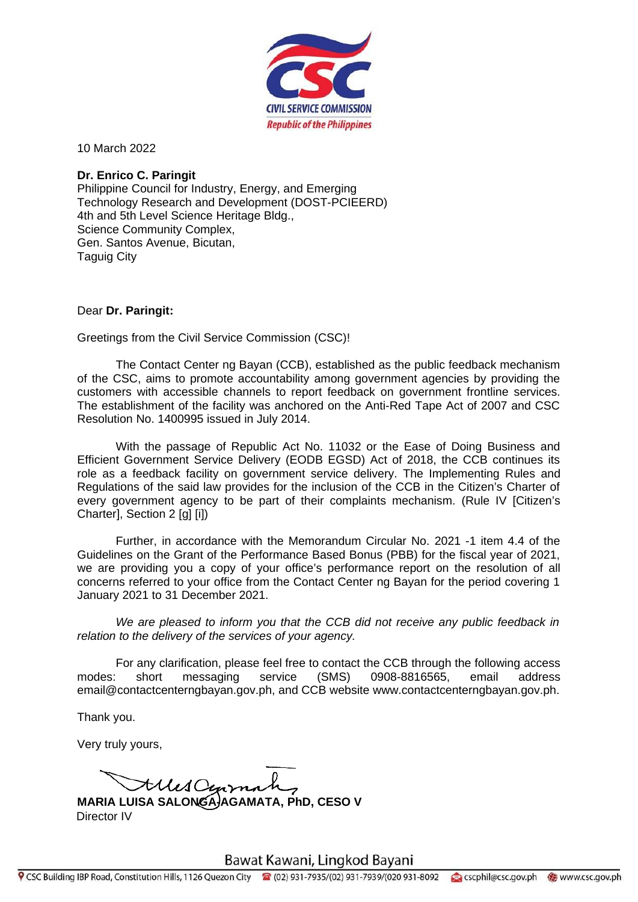CIVIL SERVICE COMMISSION
Republic of the Philippines

10 March 2022

**Dr. Enrico C. Paringit**
Philippine Council for Industry, Energy, and Emerging Technology Research and Development (DOST-PCIEERD)
4th and 5th Level Science Heritage Bldg.,
Science Community Complex,
Gen. Santos Avenue, Bicutan,
Taguig City

Dear **Dr. Paringit:**

Greetings from the Civil Service Commission (CSC)!

The Contact Center ng Bayan (CCB), established as the public feedback mechanism of the CSC, aims to promote accountability among government agencies by providing the customers with accessible channels to report feedback on government frontline services. The establishment of the facility was anchored on the Anti-Red Tape Act of 2007 and CSC Resolution No. 1400995 issued in July 2014.

With the passage of Republic Act No. 11032 or the Ease of Doing Business and Efficient Government Service Delivery (EODB EGSD) Act of 2018, the CCB continues its role as a feedback facility on government service delivery. The Implementing Rules and Regulations of the said law provides for the inclusion of the CCB in the Citizen's Charter of every government agency to be part of their complaints mechanism. (Rule IV [Citizen's Charter], Section 2 [g] [i])

Further, in accordance with the Memorandum Circular No. 2021 -1 item 4.4 of the Guidelines on the Grant of the Performance Based Bonus (PBB) for the fiscal year of 2021, we are providing you a copy of your office's performance report on the resolution of all concerns referred to your office from the Contact Center ng Bayan for the period covering 1 January 2021 to 31 December 2021.

*We are pleased to inform you that the CCB did not receive any public feedback in relation to the delivery of the services of your agency.*

For any clarification, please feel free to contact the CCB through the following access modes: short messaging service (SMS) 0908-8816565, email address email@contactcenterngbayan.gov.ph, and CCB website www.contactcenterngbayan.gov.ph.

Thank you.

Very truly yours,

**MARIA LUISA SALONGA-AGAMATA, PhD, CESO V**
Director IV

Bawat Kawani, Lingkod Bayani

CSC Building IBP Road, Constitution Hills, 1126 Quezon City | (02) 931-7935/(02) 931-7939/(020 931-8092 | cscphil@csc.gov.ph | www.csc.gov.ph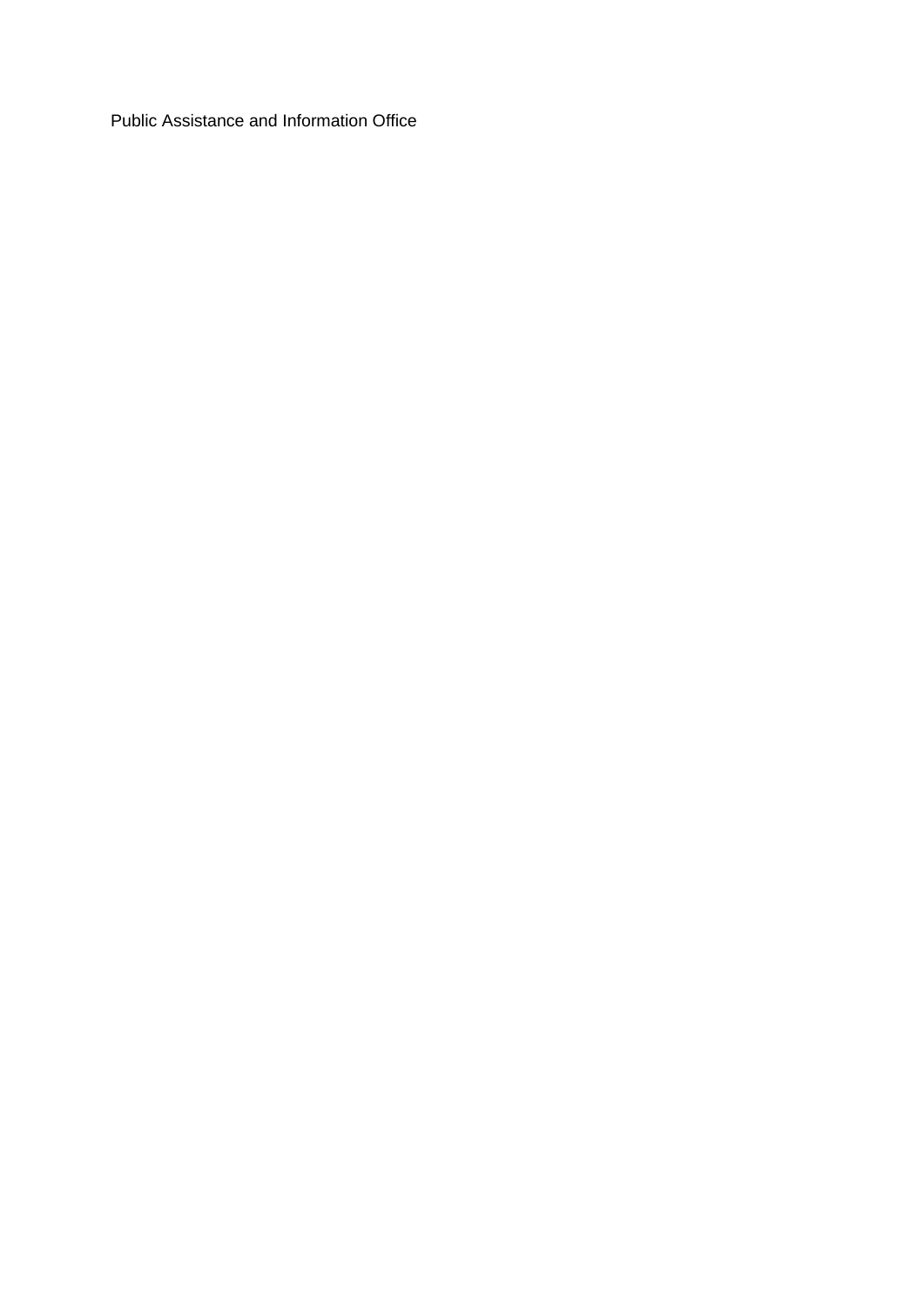Public Assistance and Information Office